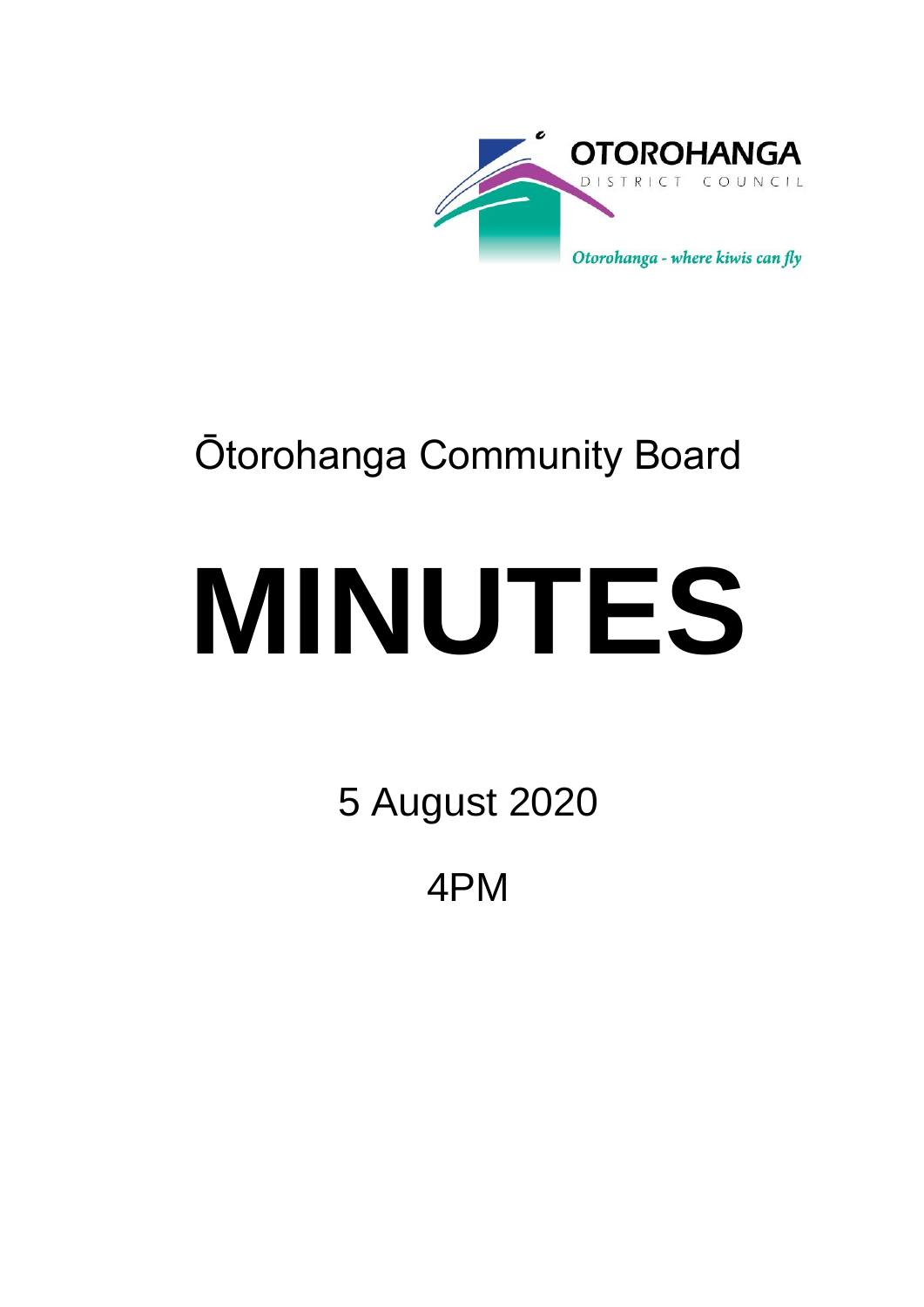OTOROHANGA

DISTRICT COUNCIL

*Otorohanga - where kiwis can fly*

# Ōtorohanga Community Board

# MINUTES

5 August 2020

4PM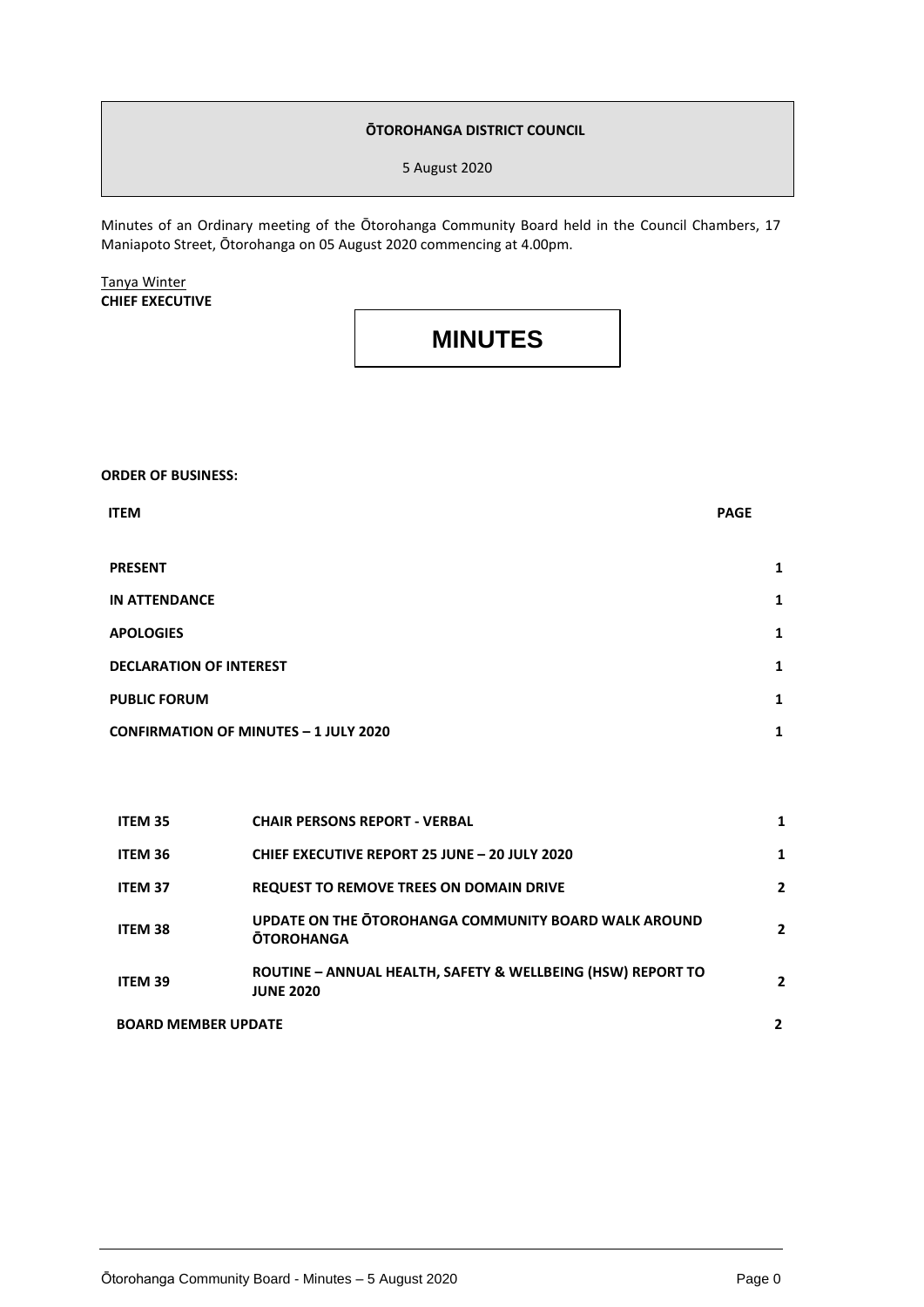**ŌTOROHANGA DISTRICT COUNCIL**

5 August 2020

Minutes of an Ordinary meeting of the Ōtorohanga Community Board held in the Council Chambers, 17 Maniapoto Street, Ōtorohanga on 05 August 2020 commencing at 4.00pm.

Tanya Winter
**CHIEF EXECUTIVE**

# MINUTES

**ORDER OF BUSINESS:**

| ITEM | | PAGE |
|---|---|---|
| **PRESENT** | | 1 |
| **IN ATTENDANCE** | | 1 |
| **APOLOGIES** | | 1 |
| **DECLARATION OF INTEREST** | | 1 |
| **PUBLIC FORUM** | | 1 |
| **CONFIRMATION OF MINUTES – 1 JULY 2020** | | 1 |
| **ITEM 35** | **CHAIR PERSONS REPORT - VERBAL** | 1 |
| **ITEM 36** | **CHIEF EXECUTIVE REPORT 25 JUNE – 20 JULY 2020** | 1 |
| **ITEM 37** | **REQUEST TO REMOVE TREES ON DOMAIN DRIVE** | 2 |
| **ITEM 38** | **UPDATE ON THE ŌTOROHANGA COMMUNITY BOARD WALK AROUND ŌTOROHANGA** | 2 |
| **ITEM 39** | **ROUTINE – ANNUAL HEALTH, SAFETY & WELLBEING (HSW) REPORT TO JUNE 2020** | 2 |
| **BOARD MEMBER UPDATE** | | 2 |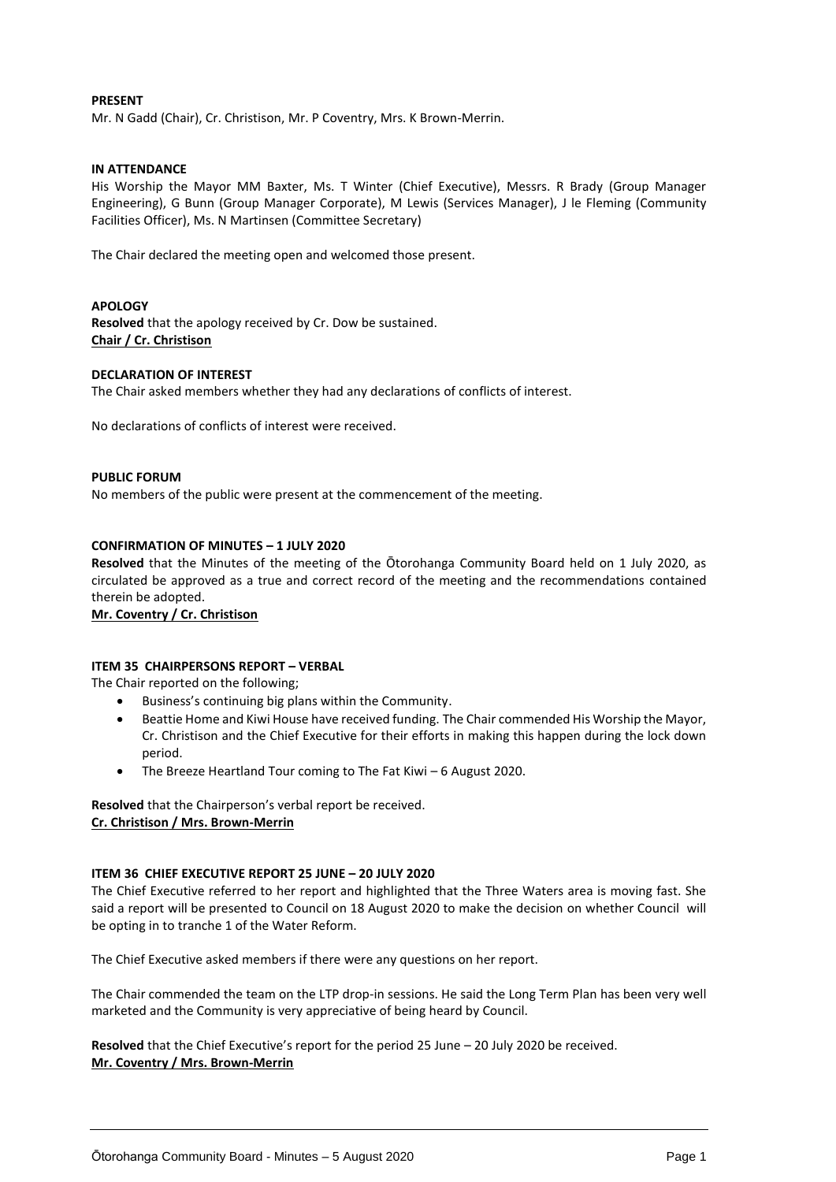**PRESENT**

Mr. N Gadd (Chair), Cr. Christison, Mr. P Coventry, Mrs. K Brown-Merrin.

**IN ATTENDANCE**

His Worship the Mayor MM Baxter, Ms. T Winter (Chief Executive), Messrs. R Brady (Group Manager Engineering), G Bunn (Group Manager Corporate), M Lewis (Services Manager), J le Fleming (Community Facilities Officer), Ms. N Martinsen (Committee Secretary)

The Chair declared the meeting open and welcomed those present.

**APOLOGY**

**Resolved** that the apology received by Cr. Dow be sustained.
**Chair / Cr. Christison**

**DECLARATION OF INTEREST**

The Chair asked members whether they had any declarations of conflicts of interest.

No declarations of conflicts of interest were received.

**PUBLIC FORUM**

No members of the public were present at the commencement of the meeting.

**CONFIRMATION OF MINUTES – 1 JULY 2020**

**Resolved** that the Minutes of the meeting of the Ōtorohanga Community Board held on 1 July 2020, as circulated be approved as a true and correct record of the meeting and the recommendations contained therein be adopted.
**Mr. Coventry / Cr. Christison**

**ITEM 35 CHAIRPERSONS REPORT – VERBAL**

The Chair reported on the following;

- Business's continuing big plans within the Community.
- Beattie Home and Kiwi House have received funding. The Chair commended His Worship the Mayor, Cr. Christison and the Chief Executive for their efforts in making this happen during the lock down period.
- The Breeze Heartland Tour coming to The Fat Kiwi – 6 August 2020.

**Resolved** that the Chairperson's verbal report be received.
**Cr. Christison / Mrs. Brown-Merrin**

**ITEM 36 CHIEF EXECUTIVE REPORT 25 JUNE – 20 JULY 2020**

The Chief Executive referred to her report and highlighted that the Three Waters area is moving fast. She said a report will be presented to Council on 18 August 2020 to make the decision on whether Council will be opting in to tranche 1 of the Water Reform.

The Chief Executive asked members if there were any questions on her report.

The Chair commended the team on the LTP drop-in sessions. He said the Long Term Plan has been very well marketed and the Community is very appreciative of being heard by Council.

**Resolved** that the Chief Executive's report for the period 25 June – 20 July 2020 be received.
**Mr. Coventry / Mrs. Brown-Merrin**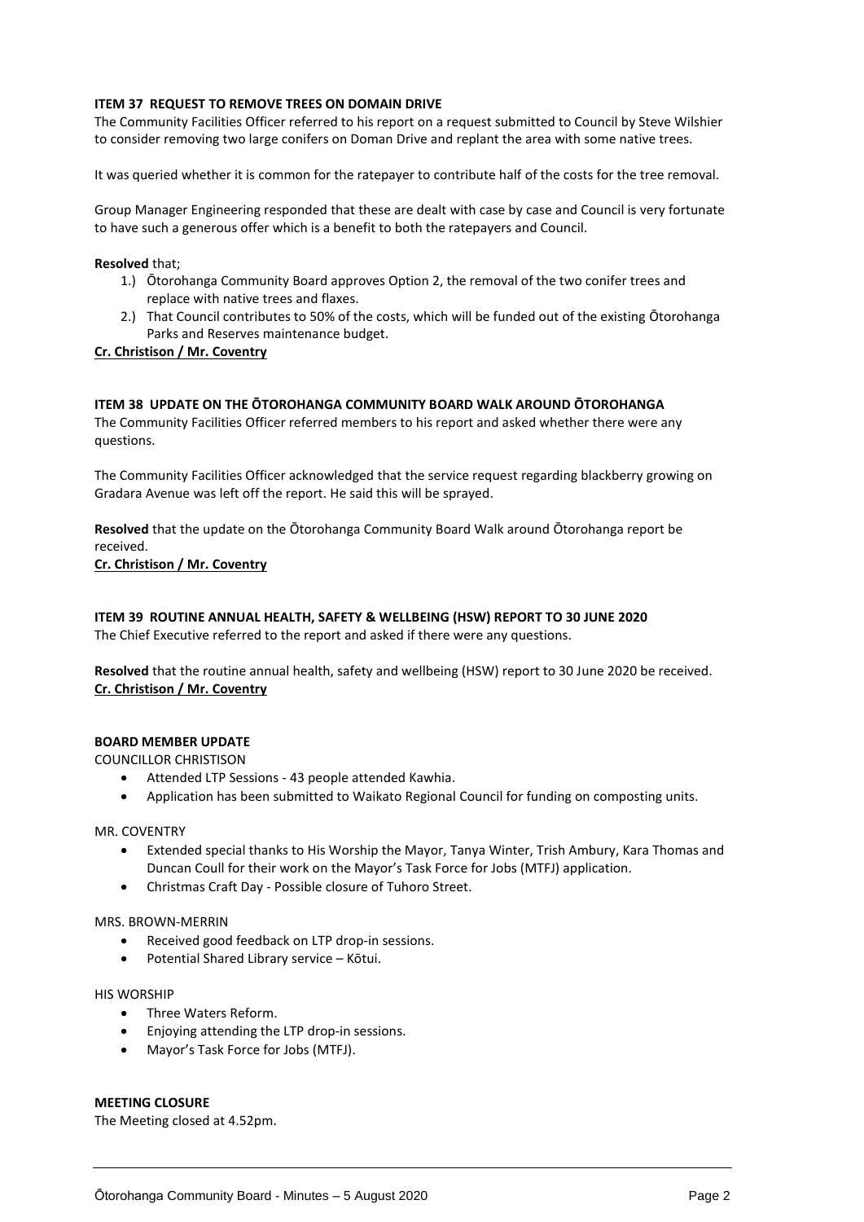**ITEM 37 REQUEST TO REMOVE TREES ON DOMAIN DRIVE**

The Community Facilities Officer referred to his report on a request submitted to Council by Steve Wilshier to consider removing two large conifers on Doman Drive and replant the area with some native trees.

It was queried whether it is common for the ratepayer to contribute half of the costs for the tree removal.

Group Manager Engineering responded that these are dealt with case by case and Council is very fortunate to have such a generous offer which is a benefit to both the ratepayers and Council.

**Resolved** that;

1.) Ōtorohanga Community Board approves Option 2, the removal of the two conifer trees and replace with native trees and flaxes.
2.) That Council contributes to 50% of the costs, which will be funded out of the existing Ōtorohanga Parks and Reserves maintenance budget.

**Cr. Christison / Mr. Coventry**

**ITEM 38 UPDATE ON THE ŌTOROHANGA COMMUNITY BOARD WALK AROUND ŌTOROHANGA**

The Community Facilities Officer referred members to his report and asked whether there were any questions.

The Community Facilities Officer acknowledged that the service request regarding blackberry growing on Gradara Avenue was left off the report. He said this will be sprayed.

**Resolved** that the update on the Ōtorohanga Community Board Walk around Ōtorohanga report be received.

**Cr. Christison / Mr. Coventry**

**ITEM 39 ROUTINE ANNUAL HEALTH, SAFETY & WELLBEING (HSW) REPORT TO 30 JUNE 2020**

The Chief Executive referred to the report and asked if there were any questions.

**Resolved** that the routine annual health, safety and wellbeing (HSW) report to 30 June 2020 be received.

**Cr. Christison / Mr. Coventry**

**BOARD MEMBER UPDATE**

COUNCILLOR CHRISTISON

- Attended LTP Sessions - 43 people attended Kawhia.
- Application has been submitted to Waikato Regional Council for funding on composting units.

MR. COVENTRY

- Extended special thanks to His Worship the Mayor, Tanya Winter, Trish Ambury, Kara Thomas and Duncan Coull for their work on the Mayor's Task Force for Jobs (MTFJ) application.
- Christmas Craft Day - Possible closure of Tuhoro Street.

MRS. BROWN-MERRIN

- Received good feedback on LTP drop-in sessions.
- Potential Shared Library service – Kōtui.

HIS WORSHIP

- Three Waters Reform.
- Enjoying attending the LTP drop-in sessions.
- Mayor's Task Force for Jobs (MTFJ).

**MEETING CLOSURE**

The Meeting closed at 4.52pm.